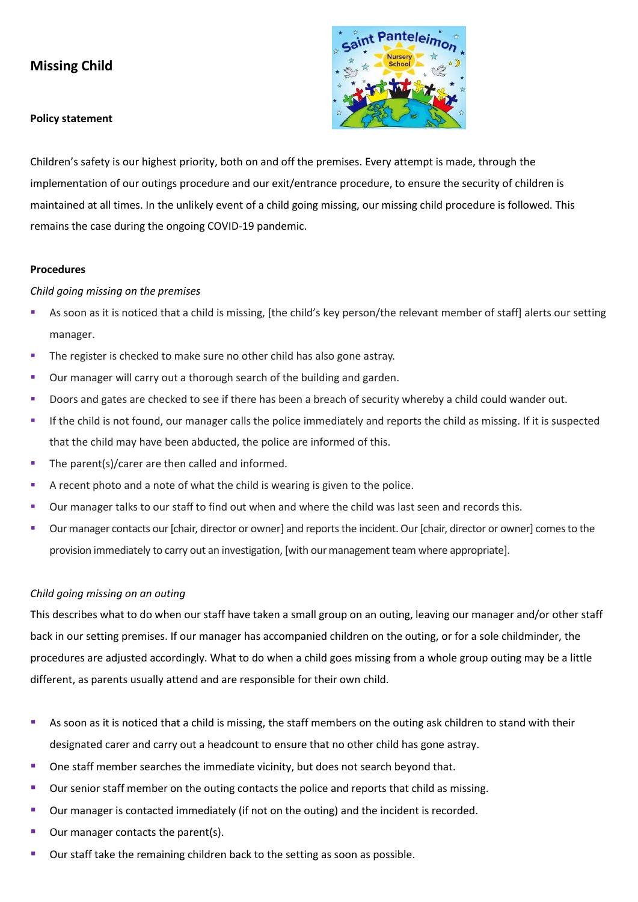## Missing Child

### Policy statement

Children's safety is our highest priority, both on and off the premises. Every attempt is made, through the implementation of our outings procedure and our exit/entrance procedure, to ensure the security of children is maintained at all times. In the unlikely event of a child going missing, our missing child procedure is followed. This remains the case during the ongoing COVID-19 pandemic.

### Procedures

*Child going missing on the premises*

- As soon as it is noticed that a child is missing, [the child's key person/the relevant member of staff] alerts our setting manager.
- The register is checked to make sure no other child has also gone astray.
- Our manager will carry out a thorough search of the building and garden.
- Doors and gates are checked to see if there has been a breach of security whereby a child could wander out.
- If the child is not found, our manager calls the police immediately and reports the child as missing. If it is suspected that the child may have been abducted, the police are informed of this.
- The parent(s)/carer are then called and informed.
- A recent photo and a note of what the child is wearing is given to the police.
- Our manager talks to our staff to find out when and where the child was last seen and records this.
- Our manager contacts our [chair, director or owner] and reports the incident. Our [chair, director or owner] comes to the provision immediately to carry out an investigation, [with our management team where appropriate].

*Child going missing on an outing*

This describes what to do when our staff have taken a small group on an outing, leaving our manager and/or other staff back in our setting premises. If our manager has accompanied children on the outing, or for a sole childminder, the procedures are adjusted accordingly. What to do when a child goes missing from a whole group outing may be a little different, as parents usually attend and are responsible for their own child.

- As soon as it is noticed that a child is missing, the staff members on the outing ask children to stand with their designated carer and carry out a headcount to ensure that no other child has gone astray.
- One staff member searches the immediate vicinity, but does not search beyond that.
- Our senior staff member on the outing contacts the police and reports that child as missing.
- Our manager is contacted immediately (if not on the outing) and the incident is recorded.
- Our manager contacts the parent(s).
- Our staff take the remaining children back to the setting as soon as possible.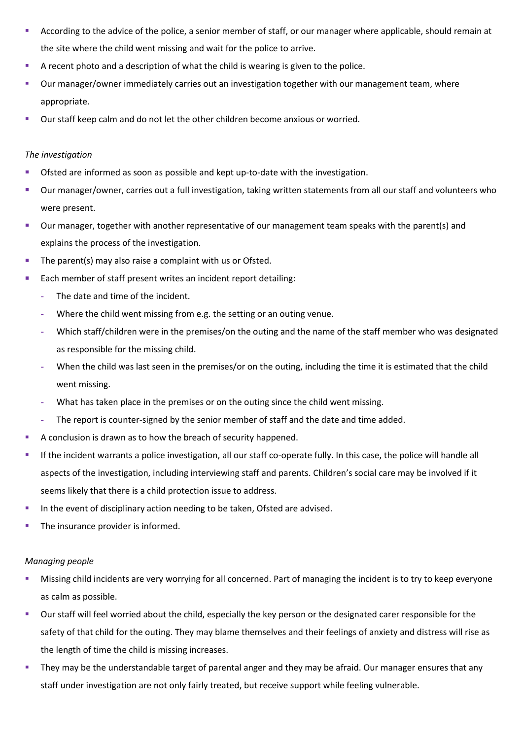- According to the advice of the police, a senior member of staff, or our manager where applicable, should remain at the site where the child went missing and wait for the police to arrive.
- A recent photo and a description of what the child is wearing is given to the police.
- Our manager/owner immediately carries out an investigation together with our management team, where appropriate.
- Our staff keep calm and do not let the other children become anxious or worried.

*The investigation*

- Ofsted are informed as soon as possible and kept up-to-date with the investigation.
- Our manager/owner, carries out a full investigation, taking written statements from all our staff and volunteers who were present.
- Our manager, together with another representative of our management team speaks with the parent(s) and explains the process of the investigation.
- The parent(s) may also raise a complaint with us or Ofsted.
- Each member of staff present writes an incident report detailing:
  - The date and time of the incident.
  - Where the child went missing from e.g. the setting or an outing venue.
  - Which staff/children were in the premises/on the outing and the name of the staff member who was designated as responsible for the missing child.
  - When the child was last seen in the premises/or on the outing, including the time it is estimated that the child went missing.
  - What has taken place in the premises or on the outing since the child went missing.
  - The report is counter-signed by the senior member of staff and the date and time added.
- A conclusion is drawn as to how the breach of security happened.
- If the incident warrants a police investigation, all our staff co-operate fully. In this case, the police will handle all aspects of the investigation, including interviewing staff and parents. Children's social care may be involved if it seems likely that there is a child protection issue to address.
- In the event of disciplinary action needing to be taken, Ofsted are advised.
- The insurance provider is informed.

*Managing people*

- Missing child incidents are very worrying for all concerned. Part of managing the incident is to try to keep everyone as calm as possible.
- Our staff will feel worried about the child, especially the key person or the designated carer responsible for the safety of that child for the outing. They may blame themselves and their feelings of anxiety and distress will rise as the length of time the child is missing increases.
- They may be the understandable target of parental anger and they may be afraid. Our manager ensures that any staff under investigation are not only fairly treated, but receive support while feeling vulnerable.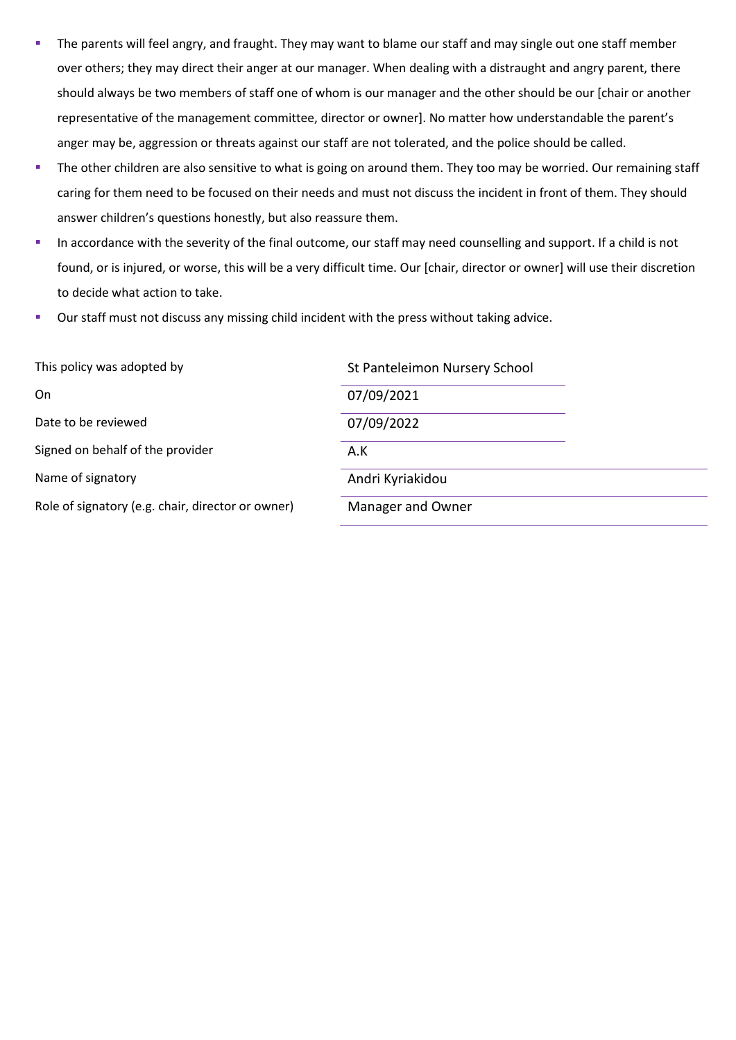- The parents will feel angry, and fraught. They may want to blame our staff and may single out one staff member over others; they may direct their anger at our manager. When dealing with a distraught and angry parent, there should always be two members of staff one of whom is our manager and the other should be our [chair or another representative of the management committee, director or owner]. No matter how understandable the parent's anger may be, aggression or threats against our staff are not tolerated, and the police should be called.
- The other children are also sensitive to what is going on around them. They too may be worried. Our remaining staff caring for them need to be focused on their needs and must not discuss the incident in front of them. They should answer children's questions honestly, but also reassure them.
- In accordance with the severity of the final outcome, our staff may need counselling and support. If a child is not found, or is injured, or worse, this will be a very difficult time. Our [chair, director or owner] will use their discretion to decide what action to take.
- Our staff must not discuss any missing child incident with the press without taking advice.

| | |
|---|---|
| This policy was adopted by | St Panteleimon Nursery School |
| On | 07/09/2021 |
| Date to be reviewed | 07/09/2022 |
| Signed on behalf of the provider | A.K |
| Name of signatory | Andri Kyriakidou |
| Role of signatory (e.g. chair, director or owner) | Manager and Owner |